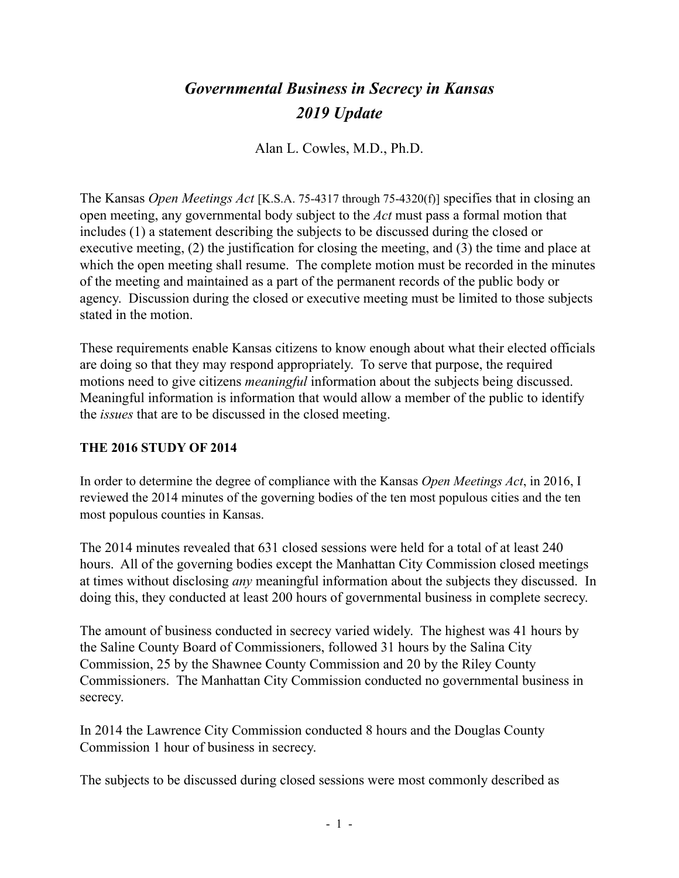# *Governmental Business in Secrecy in Kansas*
# *2019 Update*

Alan L. Cowles, M.D., Ph.D.

The Kansas *Open Meetings Act* [K.S.A. 75-4317 through 75-4320(f)] specifies that in closing an open meeting, any governmental body subject to the *Act* must pass a formal motion that includes (1) a statement describing the subjects to be discussed during the closed or executive meeting, (2) the justification for closing the meeting, and (3) the time and place at which the open meeting shall resume. The complete motion must be recorded in the minutes of the meeting and maintained as a part of the permanent records of the public body or agency. Discussion during the closed or executive meeting must be limited to those subjects stated in the motion.

These requirements enable Kansas citizens to know enough about what their elected officials are doing so that they may respond appropriately. To serve that purpose, the required motions need to give citizens *meaningful* information about the subjects being discussed. Meaningful information is information that would allow a member of the public to identify the *issues* that are to be discussed in the closed meeting.

**THE 2016 STUDY OF 2014**

In order to determine the degree of compliance with the Kansas *Open Meetings Act*, in 2016, I reviewed the 2014 minutes of the governing bodies of the ten most populous cities and the ten most populous counties in Kansas.

The 2014 minutes revealed that 631 closed sessions were held for a total of at least 240 hours. All of the governing bodies except the Manhattan City Commission closed meetings at times without disclosing *any* meaningful information about the subjects they discussed. In doing this, they conducted at least 200 hours of governmental business in complete secrecy.

The amount of business conducted in secrecy varied widely. The highest was 41 hours by the Saline County Board of Commissioners, followed 31 hours by the Salina City Commission, 25 by the Shawnee County Commission and 20 by the Riley County Commissioners. The Manhattan City Commission conducted no governmental business in secrecy.

In 2014 the Lawrence City Commission conducted 8 hours and the Douglas County Commission 1 hour of business in secrecy.

The subjects to be discussed during closed sessions were most commonly described as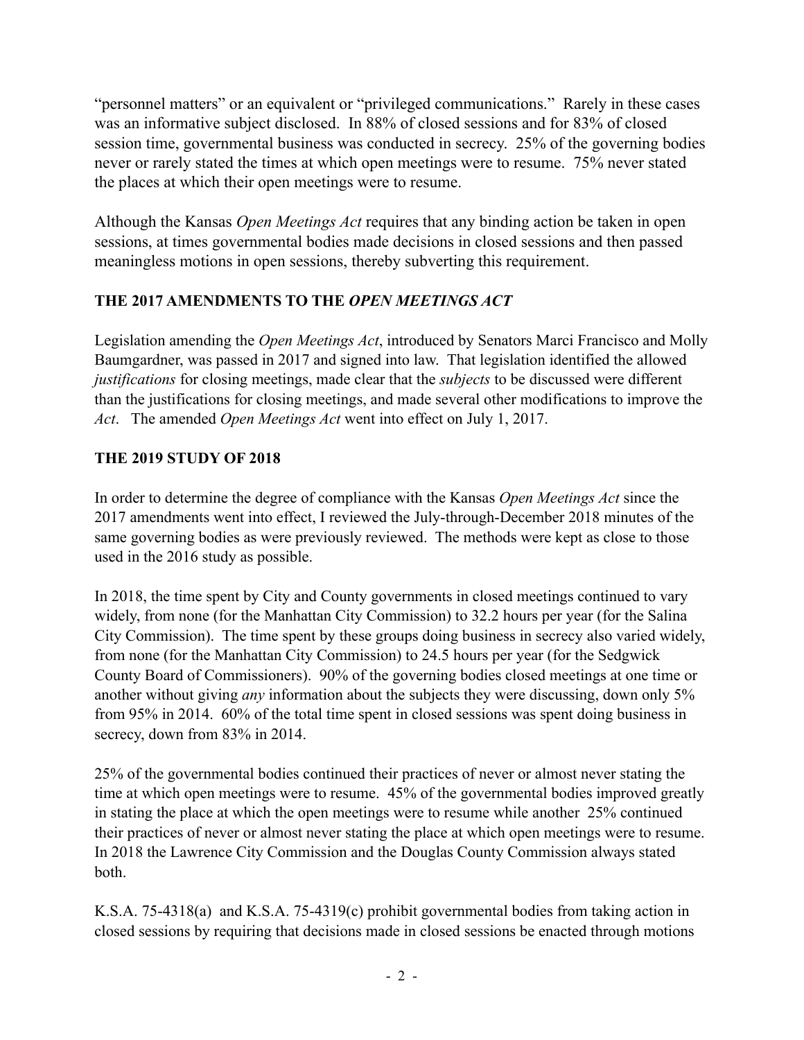"personnel matters" or an equivalent or "privileged communications." Rarely in these cases was an informative subject disclosed. In 88% of closed sessions and for 83% of closed session time, governmental business was conducted in secrecy. 25% of the governing bodies never or rarely stated the times at which open meetings were to resume. 75% never stated the places at which their open meetings were to resume.

Although the Kansas *Open Meetings Act* requires that any binding action be taken in open sessions, at times governmental bodies made decisions in closed sessions and then passed meaningless motions in open sessions, thereby subverting this requirement.

## THE 2017 AMENDMENTS TO THE *OPEN MEETINGS ACT*

Legislation amending the *Open Meetings Act*, introduced by Senators Marci Francisco and Molly Baumgardner, was passed in 2017 and signed into law. That legislation identified the allowed *justifications* for closing meetings, made clear that the *subjects* to be discussed were different than the justifications for closing meetings, and made several other modifications to improve the *Act*. The amended *Open Meetings Act* went into effect on July 1, 2017.

## THE 2019 STUDY OF 2018

In order to determine the degree of compliance with the Kansas *Open Meetings Act* since the 2017 amendments went into effect, I reviewed the July-through-December 2018 minutes of the same governing bodies as were previously reviewed. The methods were kept as close to those used in the 2016 study as possible.

In 2018, the time spent by City and County governments in closed meetings continued to vary widely, from none (for the Manhattan City Commission) to 32.2 hours per year (for the Salina City Commission). The time spent by these groups doing business in secrecy also varied widely, from none (for the Manhattan City Commission) to 24.5 hours per year (for the Sedgwick County Board of Commissioners). 90% of the governing bodies closed meetings at one time or another without giving *any* information about the subjects they were discussing, down only 5% from 95% in 2014. 60% of the total time spent in closed sessions was spent doing business in secrecy, down from 83% in 2014.

25% of the governmental bodies continued their practices of never or almost never stating the time at which open meetings were to resume. 45% of the governmental bodies improved greatly in stating the place at which the open meetings were to resume while another 25% continued their practices of never or almost never stating the place at which open meetings were to resume. In 2018 the Lawrence City Commission and the Douglas County Commission always stated both.

K.S.A. 75-4318(a) and K.S.A. 75-4319(c) prohibit governmental bodies from taking action in closed sessions by requiring that decisions made in closed sessions be enacted through motions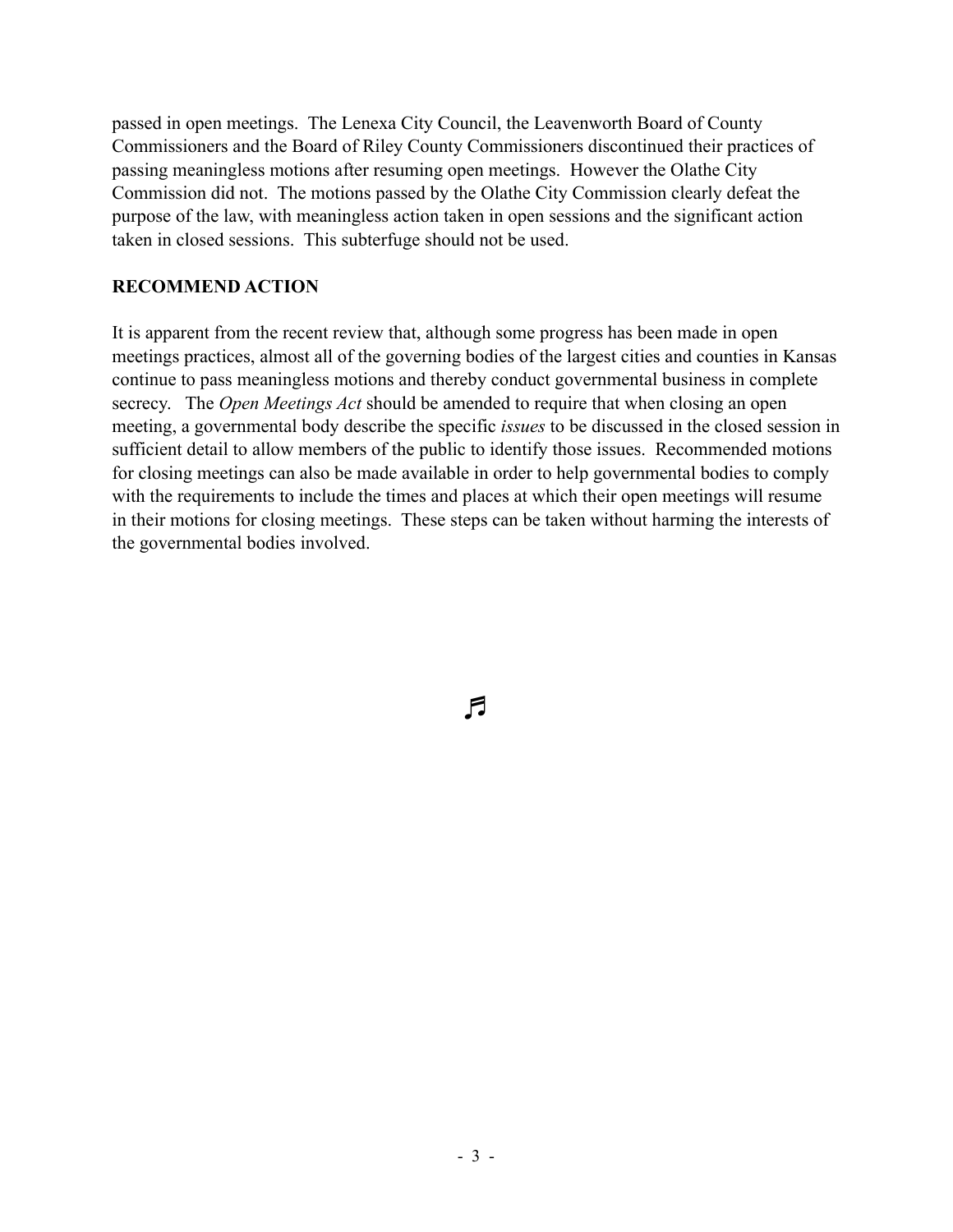passed in open meetings. The Lenexa City Council, the Leavenworth Board of County Commissioners and the Board of Riley County Commissioners discontinued their practices of passing meaningless motions after resuming open meetings. However the Olathe City Commission did not. The motions passed by the Olathe City Commission clearly defeat the purpose of the law, with meaningless action taken in open sessions and the significant action taken in closed sessions. This subterfuge should not be used.

## RECOMMEND ACTION

It is apparent from the recent review that, although some progress has been made in open meetings practices, almost all of the governing bodies of the largest cities and counties in Kansas continue to pass meaningless motions and thereby conduct governmental business in complete secrecy. The *Open Meetings Act* should be amended to require that when closing an open meeting, a governmental body describe the specific *issues* to be discussed in the closed session in sufficient detail to allow members of the public to identify those issues. Recommended motions for closing meetings can also be made available in order to help governmental bodies to comply with the requirements to include the times and places at which their open meetings will resume in their motions for closing meetings. These steps can be taken without harming the interests of the governmental bodies involved.

♬